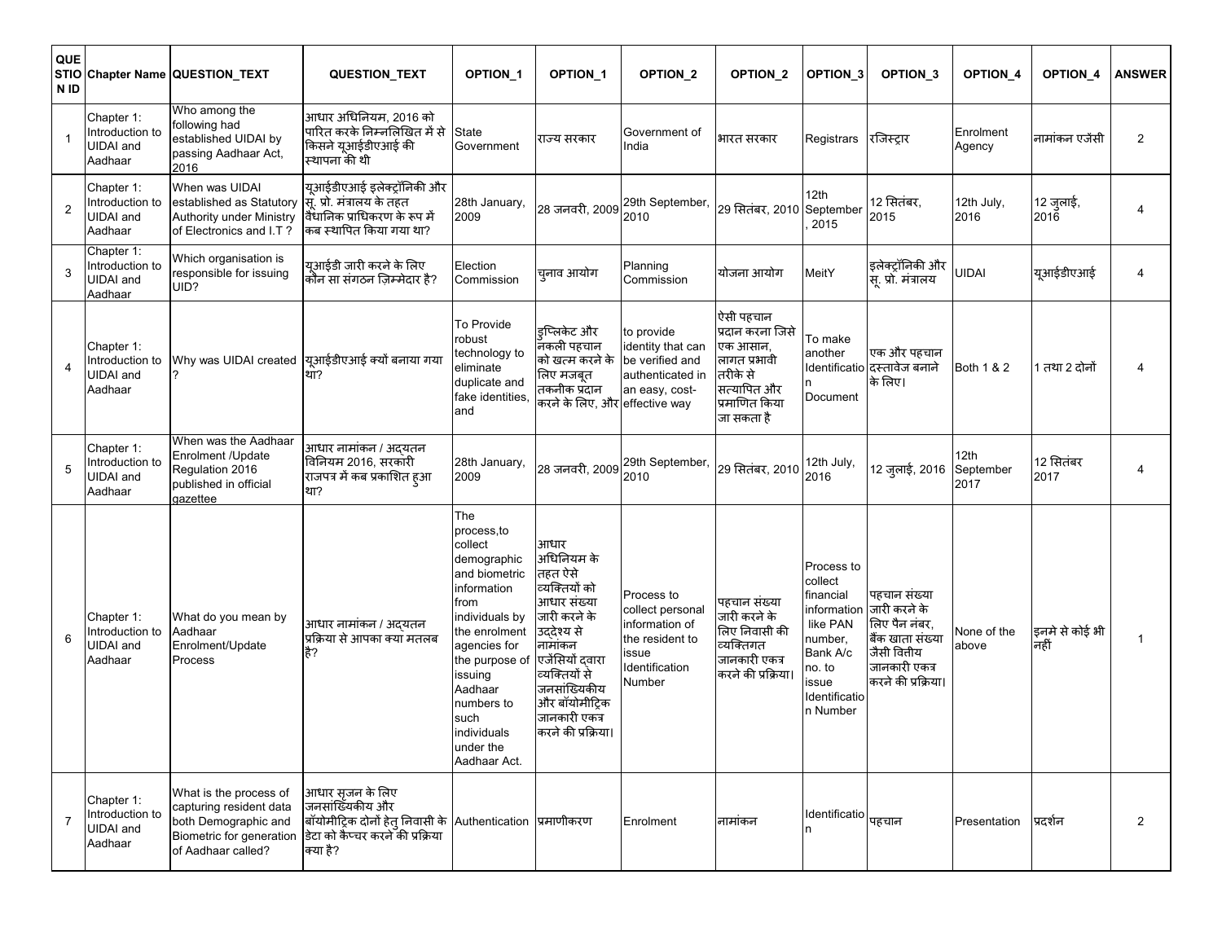| QUESTION ID | Chapter Name | QUESTION_TEXT | QUESTION_TEXT | OPTION_1 | OPTION_1 | OPTION_2 | OPTION_2 | OPTION_3 | OPTION_3 | OPTION_4 | OPTION_4 | ANSWER |
|---|---|---|---|---|---|---|---|---|---|---|---|---|
| 1 | Chapter 1: Introduction to UIDAI and Aadhaar | Who among the following had established UIDAI by passing Aadhaar Act, 2016 | आधार अधिनियम, 2016 को पारित करके निम्नलिखित में से किसने यूआईडीएआई की स्थापना की थी | State Government | राज्य सरकार | Government of India | भारत सरकार | Registrars | रजिस्ट्रार | Enrolment Agency | नामांकन एजेंसी | 2 |
| 2 | Chapter 1: Introduction to UIDAI and Aadhaar | When was UIDAI established as Statutory Authority under Ministry of Electronics and I.T ? | यूआईडीएआई इलेक्ट्रॉनिकी और सू. प्रो. मंत्रालय के तहत वैधानिक प्राधिकरण के रूप में कब स्थापित किया गया था? | 28th January, 2009 | 28 जनवरी, 2009 | 29th September, 2010 | 29 सितंबर, 2010 | 12th September, 2015 | 12 सितंबर, 2015 | 12th July, 2016 | 12 जुलाई, 2016 | 4 |
| 3 | Chapter 1: Introduction to UIDAI and Aadhaar | Which organisation is responsible for issuing UID? | यूआईडी जारी करने के लिए कौन सा संगठन ज़िम्मेदार है? | Election Commission | चुनाव आयोग | Planning Commission | योजना आयोग | MeitY | इलेक्ट्रॉनिकी और सू. प्रो. मंत्रालय | UIDAI | यूआईडीएआई | 4 |
| 4 | Chapter 1: Introduction to UIDAI and Aadhaar | Why was UIDAI created ? | यूआईडीएआई क्यों बनाया गया था? | To Provide robust technology to eliminate duplicate and fake identities, and | डुप्लिकेट और नकली पहचान को खत्म करने के लिए मजबूत तकनीक प्रदान करने के लिए, और | to provide identity that can be verified and authenticated in an easy, cost-effective way | ऐसी पहचान प्रदान करना जिसे एक आसान, लागत प्रभावी तरीके से सत्यापित और प्रमाणित किया जा सकता है | To make another Identification Document | एक और पहचान दस्तावेज बनाने के लिए। | Both 1 & 2 | 1 तथा 2 दोनों | 4 |
| 5 | Chapter 1: Introduction to UIDAI and Aadhaar | When was the Aadhaar Enrolment /Update Regulation 2016 published in official gazettee | आधार नामांकन / अद्यतन विनियम 2016, सरकारी राजपत्र में कब प्रकाशित हुआ था? | 28th January, 2009 | 28 जनवरी, 2009 | 29th September, 2010 | 29 सितंबर, 2010 | 12th July, 2016 | 12 जुलाई, 2016 | 12th September 2017 | 12 सितंबर 2017 | 4 |
| 6 | Chapter 1: Introduction to UIDAI and Aadhaar | What do you mean by Aadhaar Enrolment/Update Process | आधार नामांकन / अद्यतन प्रक्रिया से आपका क्या मतलब है? | The process,to collect demographic and biometric information from individuals by the enrolment agencies for the purpose of issuing Aadhaar numbers to such individuals under the Aadhaar Act. | आधार अधिनियम के तहत ऐसे व्यक्तियों को आधार संख्या जारी करने के उद्देश्य से नामांकन एजेंसियों द्वारा व्यक्तियों से जनसांख्यिकीय और बॉयोमीट्रिक जानकारी एकत्र करने की प्रक्रिया। | Process to collect personal information of the resident to issue Identification Number | पहचान संख्या जारी करने के लिए निवासी की व्यक्तिगत जानकारी एकत्र करने की प्रक्रिया। | Process to collect financial information like PAN number, Bank A/c no. to issue Identification Number | पहचान संख्या जारी करने के लिए पैन नंबर, बैंक खाता संख्या जैसी वित्तीय जानकारी एकत्र करने की प्रक्रिया। | None of the above | इनमे से कोई भी नहीं | 1 |
| 7 | Chapter 1: Introduction to UIDAI and Aadhaar | What is the process of capturing resident data both Demographic and Biometric for generation of Aadhaar called? | आधार सृजन के लिए जनसांख्यिकीय और बॉयोमीट्रिक दोनों हेतु निवासी के डेटा को कैप्चर करने की प्रक्रिया क्या है? | Authentication | प्रमाणीकरण | Enrolment | नामांकन | Identification | पहचान | Presentation | प्रदर्शन | 2 |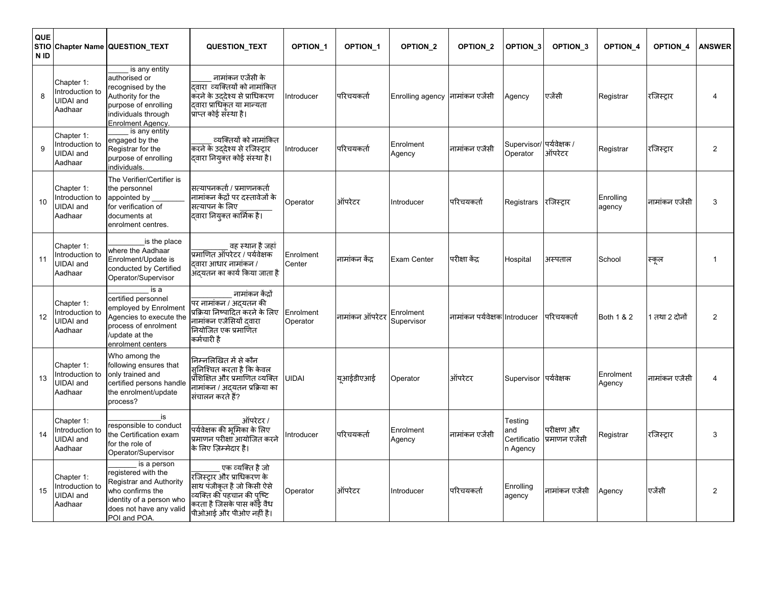| QUESTION ID | Chapter Name | QUESTION_TEXT | QUESTION_TEXT | OPTION_1 | OPTION_1 | OPTION_2 | OPTION_2 | OPTION_3 | OPTION_3 | OPTION_4 | OPTION_4 | ANSWER |
|---|---|---|---|---|---|---|---|---|---|---|---|---|
| 8 | Chapter 1: Introduction to UIDAI and Aadhaar | _____ is any entity authorised or recognised by the Authority for the purpose of enrolling individuals through Enrolment Agency. | _____ नामांकन एजेंसी के द्वारा व्यक्तियों को नामांकित करने के उद्देश्य से प्राधिकरण द्वारा प्राधिकृत या मान्यता प्राप्त कोई संस्था है। | Introducer | परिचयकर्ता | Enrolling agency | नामांकन एजेंसी | Agency | एजेंसी | Registrar | रजिस्ट्रार | 4 |
| 9 | Chapter 1: Introduction to UIDAI and Aadhaar | _____ is any entity engaged by the Registrar for the purpose of enrolling individuals. | _____ व्यक्तियों को नामांकित करने के उद्देश्य से रजिस्ट्रार द्वारा नियुक्त कोई संस्था है। | Introducer | परिचयकर्ता | Enrolment Agency | नामांकन एजेंसी | Supervisor/ Operator | पर्यवेक्षक / ऑपरेटर | Registrar | रजिस्ट्रार | 2 |
| 10 | Chapter 1: Introduction to UIDAI and Aadhaar | The Verifier/Certifier is the personnel appointed by ________ for verification of documents at enrolment centres. | सत्यापनकर्ता / प्रमाणनकर्ता नामांकन केंद्रों पर दस्तावेजों के सत्यापन के लिए ________ द्वारा नियुक्त कार्मिक है। | Operator | ऑपरेटर | Introducer | परिचयकर्ता | Registrars | रजिस्ट्रार | Enrolling agency | नामांकन एजेंसी | 3 |
| 11 | Chapter 1: Introduction to UIDAI and Aadhaar | _________is the place where the Aadhaar Enrolment/Update is conducted by Certified Operator/Supervisor | _________ वह स्थान है जहां प्रमाणित ऑपरेटर / पर्यवेक्षक द्वारा आधार नामांकन / अद्यतन का कार्य किया जाता है | Enrolment Center | नामांकन केंद्र | Exam Center | परीक्षा केंद्र | Hospital | अस्पताल | School | स्कूल | 1 |
| 12 | Chapter 1: Introduction to UIDAI and Aadhaar | __________ is a certified personnel employed by Enrolment Agencies to execute the process of enrolment /update at the enrolment centers | __________ नामांकन केंद्रों पर नामांकन / अद्यतन की प्रक्रिया निष्पादित करने के लिए नामांकन एजेंसियों द्वारा नियोजित एक प्रमाणित कर्मचारी है | Enrolment Operator | नामांकन ऑपरेटर | Enrolment Supervisor | नामांकन पर्यवेक्षक | Introducer | परिचयकर्ता | Both 1 & 2 | 1 तथा 2 दोनों | 2 |
| 13 | Chapter 1: Introduction to UIDAI and Aadhaar | Who among the following ensures that only trained and certified persons handle the enrolment/update process? | निम्नलिखित में से कौन सुनिश्चित करता है कि केवल प्रशिक्षित और प्रमाणित व्यक्ति नामांकन / अद्यतन प्रक्रिया का संचालन करते हैं? | UIDAI | यूआईडीएआई | Operator | ऑपरेटर | Supervisor | पर्यवेक्षक | Enrolment Agency | नामांकन एजेंसी | 4 |
| 14 | Chapter 1: Introduction to UIDAI and Aadhaar | _____________is responsible to conduct the Certification exam for the role of Operator/Supervisor | _____________ ऑपरेटर / पर्यवेक्षक की भूमिका के लिए प्रमाणन परीक्षा आयोजित करने के लिए ज़िम्मेदार है। | Introducer | परिचयकर्ता | Enrolment Agency | नामांकन एजेंसी | Testing and Certification Agency | परीक्षण और प्रमाणन एजेंसी | Registrar | रजिस्ट्रार | 3 |
| 15 | Chapter 1: Introduction to UIDAI and Aadhaar | _______ is a person registered with the Registrar and Authority who confirms the identity of a person who does not have any valid POI and POA. | _______ एक व्यक्ति है जो रजिस्ट्रार और प्राधिकरण के साथ पंजीकृत है जो किसी ऐसे व्यक्ति की पहचान की पुष्टि करता है जिसके पास कोई वैध पीओआई और पीओए नहीं है। | Operator | ऑपरेटर | Introducer | परिचयकर्ता | Enrolling agency | नामांकन एजेंसी | Agency | एजेंसी | 2 |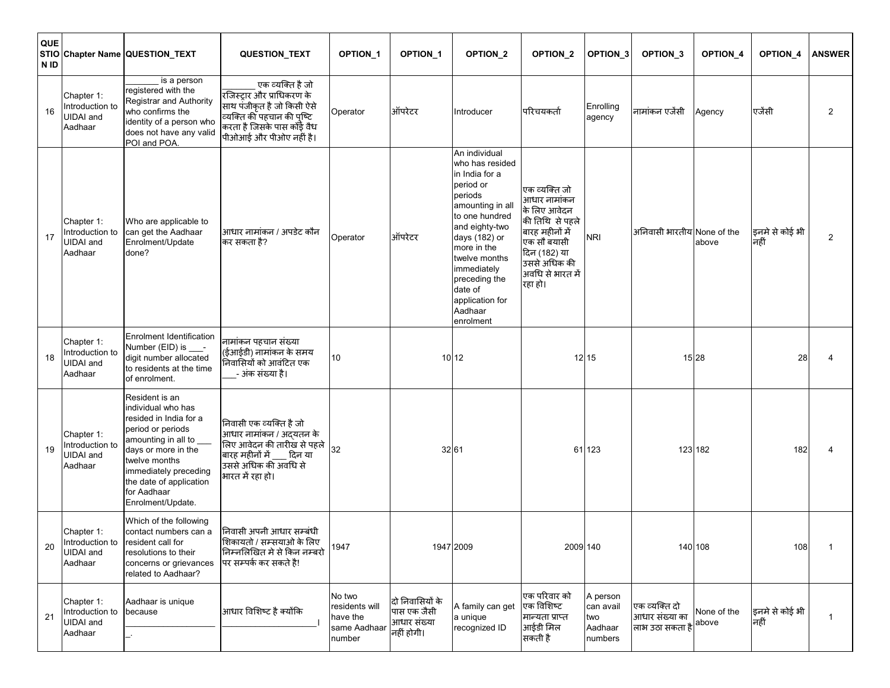| QUESTION ID | Chapter Name | QUESTION_TEXT | QUESTION_TEXT | OPTION_1 | OPTION_1 | OPTION_2 | OPTION_2 | OPTION_3 | OPTION_3 | OPTION_4 | OPTION_4 | ANSWER |
|---|---|---|---|---|---|---|---|---|---|---|---|---|
| 16 | Chapter 1: Introduction to UIDAI and Aadhaar | _______ is a person registered with the Registrar and Authority who confirms the identity of a person who does not have any valid POI and POA. | _______ एक व्यक्ति है जो रजिस्ट्रार और प्राधिकरण के साथ पंजीकृत है जो किसी ऐसे व्यक्ति की पहचान की पुष्टि करता है जिसके पास कोई वैध पीओआई और पीओए नहीं है। | Operator | ऑपरेटर | Introducer | परिचयकर्ता | Enrolling agency | नामांकन एजेंसी | Agency | एजेंसी | 2 |
| 17 | Chapter 1: Introduction to UIDAI and Aadhaar | Who are applicable to can get the Aadhaar Enrolment/Update done? | आधार नामांकन / अपडेट कौन कर सकता है? | Operator | ऑपरेटर | An individual who has resided in India for a period or periods amounting in all to one hundred and eighty-two days (182) or more in the twelve months immediately preceding the date of application for Aadhaar enrolment | एक व्यक्ति जो आधार नामांकन के लिए आवेदन की तिथि से पहले बारह महीनों में एक सौ बयासी दिन (182) या उससे अधिक की अवधि से भारत में रहा हो। | NRI | अनिवासी भारतीय | None of the above | इनमे से कोई भी नहीं | 2 |
| 18 | Chapter 1: Introduction to UIDAI and Aadhaar | Enrolment Identification Number (EID) is ___-digit number allocated to residents at the time of enrolment. | नामांकन पहचान संख्या (ईआईडी) नामांकन के समय निवासियों को आवंटित एक ___- अंक संख्या है। | 10 | 10 | 12 | 12 | 15 | 15 | 28 | 28 | 4 |
| 19 | Chapter 1: Introduction to UIDAI and Aadhaar | Resident is an individual who has resided in India for a period or periods amounting in all to ___ days or more in the twelve months immediately preceding the date of application for Aadhaar Enrolment/Update. | निवासी एक व्यक्ति है जो आधार नामांकन / अद्यतन के लिए आवेदन की तारीख से पहले बारह महीनों में ___ दिन या उससे अधिक की अवधि से भारत में रहा हो। | 32 | 32 | 61 | 61 | 123 | 123 | 182 | 182 | 4 |
| 20 | Chapter 1: Introduction to UIDAI and Aadhaar | Which of the following contact numbers can a resident call for resolutions to their concerns or grievances related to Aadhaar? | निवासी अपनी आधार सम्बंधी शिकायतो / सम्स्याओ के लिए निम्नलिखित मे से किन नम्बरो पर सम्पर्क कर सकते है! | 1947 | 1947 | 2009 | 2009 | 140 | 140 | 108 | 108 | 1 |
| 21 | Chapter 1: Introduction to UIDAI and Aadhaar | Aadhaar is unique because ___________________. | आधार विशिष्ट है क्योंकि ______________________। | No two residents will have the same Aadhaar number | दो निवासियों के पास एक जैसी आधार संख्या नहीं होगी। | A family can get a unique recognized ID | एक परिवार को एक विशिष्ट मान्यता प्राप्त आईडी मिल सकती है | A person can avail two Aadhaar numbers | एक व्यक्ति दो आधार संख्या का लाभ उठा सकता है | None of the above | इनमे से कोई भी नहीं | 1 |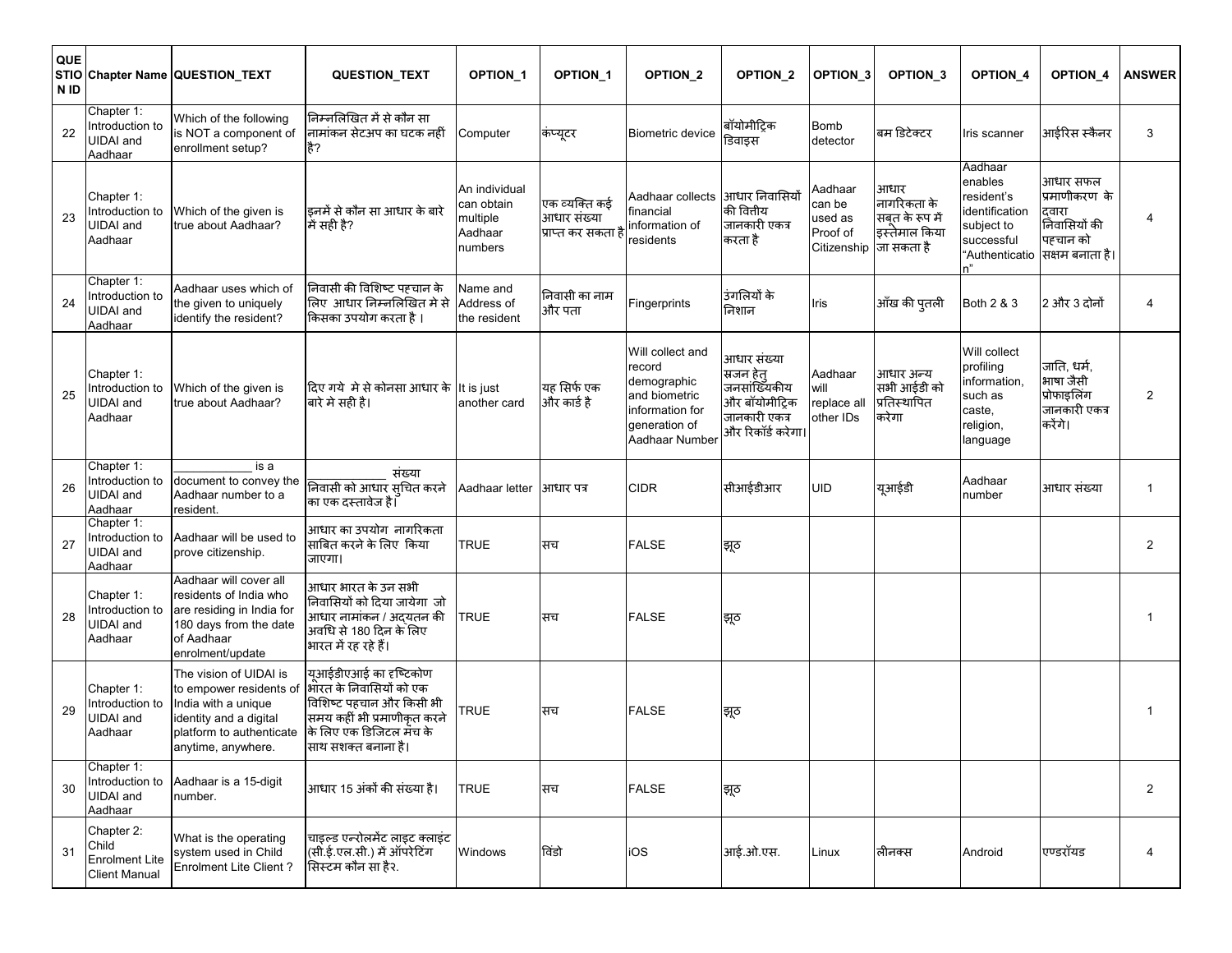| QUESTION ID | Chapter Name | QUESTION_TEXT | QUESTION_TEXT | OPTION_1 | OPTION_1 | OPTION_2 | OPTION_2 | OPTION_3 | OPTION_3 | OPTION_4 | OPTION_4 | ANSWER |
|---|---|---|---|---|---|---|---|---|---|---|---|---|
| 22 | Chapter 1: Introduction to UIDAI and Aadhaar | Which of the following is NOT a component of enrollment setup? | निम्नलिखित में से कौन सा नामांकन सेटअप का घटक नहीं है? | Computer | कंप्यूटर | Biometric device | बॉयोमीट्रिक डिवाइस | Bomb detector | बम डिटेक्टर | Iris scanner | आईरिस स्कैनर | 3 |
| 23 | Chapter 1: Introduction to UIDAI and Aadhaar | Which of the given is true about Aadhaar? | इनमें से कौन सा आधार के बारे में सही है? | An individual can obtain multiple Aadhaar numbers | एक व्यक्ति कई आधार संख्या प्राप्त कर सकता है | Aadhaar collects financial information of residents | आधार निवासियों की वित्तीय जानकारी एकत्र करता है | Aadhaar can be used as Proof of Citizenship | आधार नागरिकता के सबूत के रूप में इस्तेमाल किया जा सकता है | Aadhaar enables resident's identification subject to successful "Authentication" | आधार सफल प्रमाणीकरण के द्वारा निवासियों की पहचान को सक्षम बनाता है। | 4 |
| 24 | Chapter 1: Introduction to UIDAI and Aadhaar | Aadhaar uses which of the given to uniquely identify the resident? | निवासी की विशिष्ट पहचान के लिए आधार निम्नलिखित मे से किसका उपयोग करता है । | Name and Address of the resident | निवासी का नाम और पता | Fingerprints | उंगलियों के निशान | Iris | आँख की पुतली | Both 2 & 3 | 2 और 3 दोनों | 4 |
| 25 | Chapter 1: Introduction to UIDAI and Aadhaar | Which of the given is true about Aadhaar? | दिए गये मे से कोनसा आधार के बारे मे सही है। | It is just another card | यह सिर्फ एक और कार्ड है | Will collect and record demographic and biometric information for generation of Aadhaar Number | आधार संख्या सृजन हेतु जनसांख्यिकीय और बॉयोमीट्रिक जानकारी एकत्र और रिकॉर्ड करेगा। | Aadhaar will replace all other IDs | आधार अन्य सभी आईडी को प्रतिस्थापित करेगा | Will collect profiling information, such as caste, religion, language | जाति, धर्म, भाषा जैसी प्रोफाइलिंग जानकारी एकत्र करेंगे। | 2 |
| 26 | Chapter 1: Introduction to UIDAI and Aadhaar | ___________ is a document to convey the Aadhaar number to a resident. | ___________ संख्या निवासी को आधार सुचित करने का एक दस्तावेज है। | Aadhaar letter | आधार पत्र | CIDR | सीआईडीआर | UID | यूआईडी | Aadhaar number | आधार संख्या | 1 |
| 27 | Chapter 1: Introduction to UIDAI and Aadhaar | Aadhaar will be used to prove citizenship. | आधार का उपयोग नागरिकता साबित करने के लिए किया जाएगा। | TRUE | सच | FALSE | झूठ | | | | | 2 |
| 28 | Chapter 1: Introduction to UIDAI and Aadhaar | Aadhaar will cover all residents of India who are residing in India for 180 days from the date of Aadhaar enrolment/update | आधार भारत के उन सभी निवासियों को दिया जायेगा जो आधार नामांकन / अद्यतन की अवधि से 180 दिन के लिए भारत में रह रहे हैं। | TRUE | सच | FALSE | झूठ | | | | | 1 |
| 29 | Chapter 1: Introduction to UIDAI and Aadhaar | The vision of UIDAI is to empower residents of India with a unique identity and a digital platform to authenticate anytime, anywhere. | यूआईडीएआई का दृष्टिकोण भारत के निवासियों को एक विशिष्ट पहचान और किसी भी समय कहीं भी प्रमाणीकृत करने के लिए एक डिजिटल मंच के साथ सशक्त बनाना है। | TRUE | सच | FALSE | झूठ | | | | | 1 |
| 30 | Chapter 1: Introduction to UIDAI and Aadhaar | Aadhaar is a 15-digit number. | आधार 15 अंकों की संख्या है। | TRUE | सच | FALSE | झूठ | | | | | 2 |
| 31 | Chapter 2: Child Enrolment Lite Client Manual | What is the operating system used in Child Enrolment Lite Client ? | चाइल्ड एन्रोलमेंट लाइट क्लाइंट (सी.ई.एल.सी.) में ऑपरेटिंग सिस्टम कौन सा है. | Windows | विंडो | iOS | आई.ओ.एस. | Linux | लीनक्स | Android | एण्डरॉयड | 4 |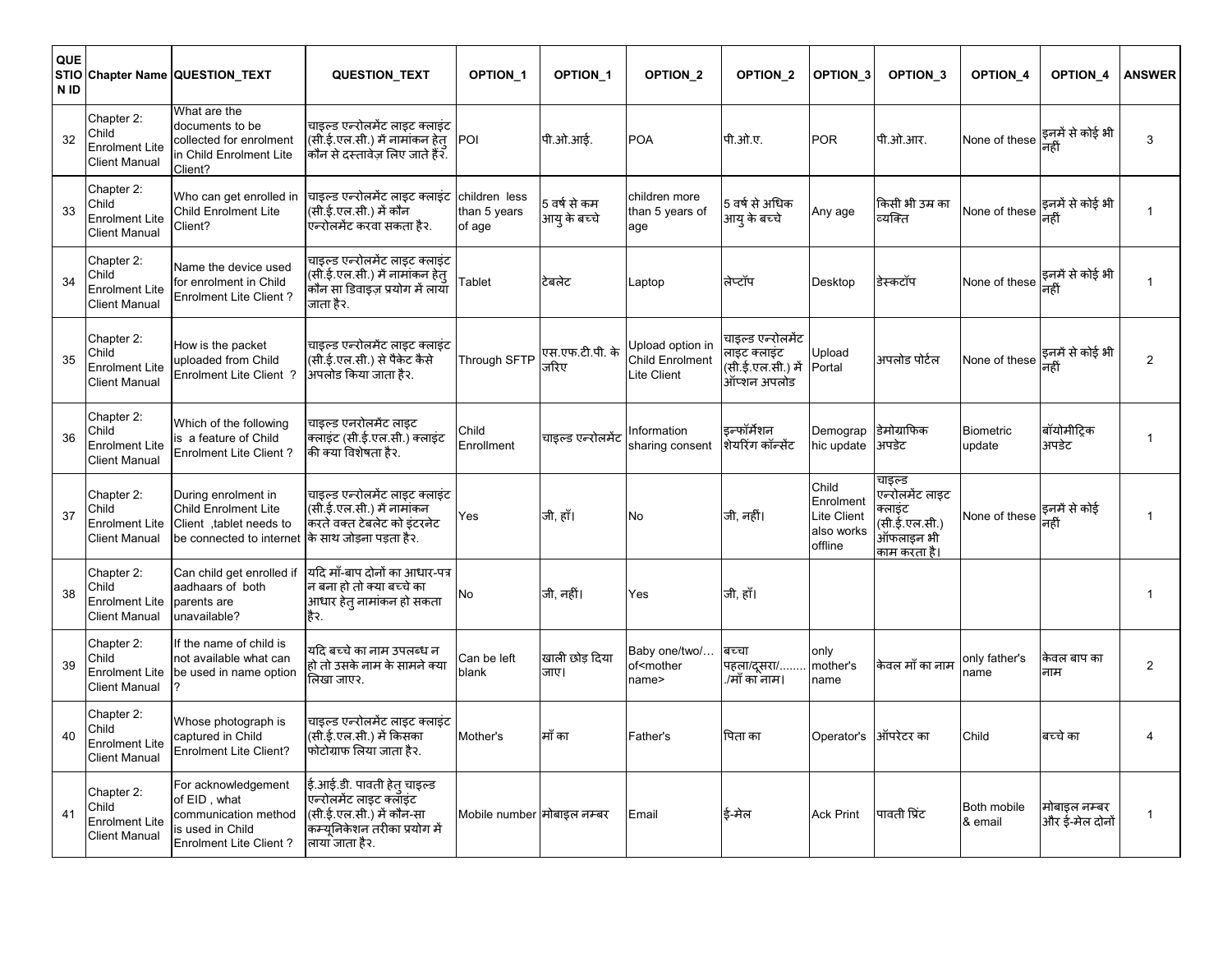| QUESTION ID | Chapter Name | QUESTION_TEXT | QUESTION_TEXT | OPTION_1 | OPTION_1 | OPTION_2 | OPTION_2 | OPTION_3 | OPTION_3 | OPTION_4 | OPTION_4 | ANSWER |
|---|---|---|---|---|---|---|---|---|---|---|---|---|
| 32 | Chapter 2: Child Enrolment Lite Client Manual | What are the documents to be collected for enrolment in Child Enrolment Lite Client? | चाइल्ड एन्रोलमेंट लाइट क्लाइंट (सी.ई.एल.सी.) में नामांकन हेतु कौन से दस्तावेज़ लिए जाते हैं. | POI | पी.ओ.आई. | POA | पी.ओ.ए. | POR | पी.ओ.आर. | None of these | इनमें से कोई भी नहीं | 3 |
| 33 | Chapter 2: Child Enrolment Lite Client Manual | Who can get enrolled in Child Enrolment Lite Client? | चाइल्ड एन्रोलमेंट लाइट क्लाइंट (सी.ई.एल.सी.) में कौन एन्रोलमेंट करवा सकता है. | children less than 5 years of age | 5 वर्ष से कम आयु के बच्चे | children more than 5 years of age | 5 वर्ष से अधिक आयु के बच्चे | Any age | किसी भी उम्र का व्यक्ति | None of these | इनमें से कोई भी नहीं | 1 |
| 34 | Chapter 2: Child Enrolment Lite Client Manual | Name the device used for enrolment in Child Enrolment Lite Client ? | चाइल्ड एन्रोलमेंट लाइट क्लाइंट (सी.ई.एल.सी.) में नामांकन हेतु कौन सा डिवाइज़ प्रयोग में लाया जाता है. | Tablet | टेबलेट | Laptop | लेप्टॉप | Desktop | डेस्कटॉप | None of these | इनमें से कोई भी नहीं | 1 |
| 35 | Chapter 2: Child Enrolment Lite Client Manual | How is the packet uploaded from Child Enrolment Lite Client ? | चाइल्ड एन्रोलमेंट लाइट क्लाइंट (सी.ई.एल.सी.) से पैकेट कैसे अपलोड किया जाता है. | Through SFTP | एस.एफ.टी.पी. के जरिए | Upload option in Child Enrolment Lite Client | चाइल्ड एन्रोलमेंट लाइट क्लाइंट (सी.ई.एल.सी.) में ऑप्शन अपलोड | Upload Portal | अपलोड पोर्टल | None of these | इनमें से कोई भी नहीं | 2 |
| 36 | Chapter 2: Child Enrolment Lite Client Manual | Which of the following is a feature of Child Enrolment Lite Client ? | चाइल्ड एनरोलमेंट लाइट क्लाइंट (सी.ई.एल.सी.) क्लाइंट की क्या विशेषता है. | Child Enrollment | चाइल्ड एन्रोलमेंट | Information sharing consent | इन्फॉर्मेशन शेयरिंग कॉन्सेंट | Demographic update | डेमोग्राफिक अपडेट | Biometric update | बॉयोमीट्रिक अपडेट | 1 |
| 37 | Chapter 2: Child Enrolment Lite Client Manual | During enrolment in Child Enrolment Lite Client ,tablet needs to be connected to internet | चाइल्ड एन्रोलमेंट लाइट क्लाइंट (सी.ई.एल.सी.) में नामांकन करते वक्त टेबलेट को इंटरनेट के साथ जोड़ना पड़ता है. | Yes | जी, हाँ। | No | जी, नहीं। | Child Enrolment Lite Client also works offline | चाइल्ड एन्रोलमेंट लाइट क्लाइंट (सी.ई.एल.सी.) ऑफलाइन भी काम करता है। | None of these | इनमें से कोई नहीं | 1 |
| 38 | Chapter 2: Child Enrolment Lite Client Manual | Can child get enrolled if aadhaars of both parents are unavailable? | यदि माँ-बाप दोनों का आधार-पत्र न बना हो तो क्या बच्चे का आधार हेतु नामांकन हो सकता है. | No | जी, नहीं। | Yes | जी, हाँ। | | | | | 1 |
| 39 | Chapter 2: Child Enrolment Lite Client Manual | If the name of child is not available what can be used in name option ? | यदि बच्चे का नाम उपलब्ध न हो तो उसके नाम के सामने क्या लिखा जाए. | Can be left blank | खाली छोड़ दिया जाए। | Baby one/two/… of<mother name> | बच्चा पहला/दूसरा/……../माँ का नाम। | only mother's name | केवल माँ का नाम | only father's name | केवल बाप का नाम | 2 |
| 40 | Chapter 2: Child Enrolment Lite Client Manual | Whose photograph is captured in Child Enrolment Lite Client? | चाइल्ड एन्रोलमेंट लाइट क्लाइंट (सी.ई.एल.सी.) में किसका फोटोग्राफ लिया जाता है. | Mother's | माँ का | Father's | पिता का | Operator's | ऑपरेटर का | Child | बच्चे का | 4 |
| 41 | Chapter 2: Child Enrolment Lite Client Manual | For acknowledgement of EID , what communication method is used in Child Enrolment Lite Client ? | ई.आई.डी. पावती हेतु चाइल्ड एन्रोलमेंट लाइट क्लाइंट (सी.ई.एल.सी.) में कौन-सा कम्यूनिकेशन तरीका प्रयोग में लाया जाता है. | Mobile number | मोबाइल नम्बर | Email | ई-मेल | Ack Print | पावती प्रिंट | Both mobile & email | मोबाइल नम्बर और ई-मेल दोनों | 1 |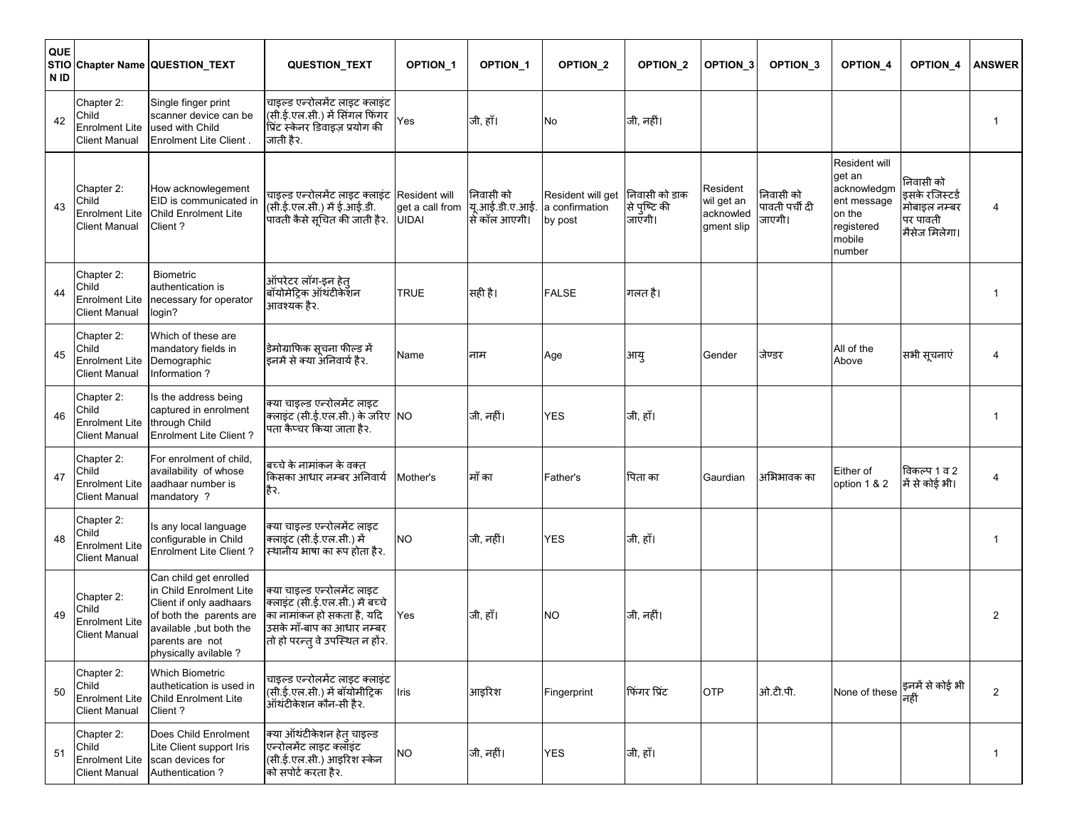| QUESTION ID | Chapter Name | QUESTION_TEXT | QUESTION_TEXT | OPTION_1 | OPTION_1 | OPTION_2 | OPTION_2 | OPTION_3 | OPTION_3 | OPTION_4 | OPTION_4 | ANSWER |
|---|---|---|---|---|---|---|---|---|---|---|---|---|
| 42 | Chapter 2: Child Enrolment Lite Client Manual | Single finger print scanner device can be used with Child Enrolment Lite Client . | चाइल्ड एन्रोलमेंट लाइट क्लाइंट (सी.ई.एल.सी.) में सिंगल फिंगर प्रिंट स्केनर डिवाइज़ प्रयोग की जाती हैर. | Yes | जी, हाँ। | No | जी, नहीं। | | | | | 1 |
| 43 | Chapter 2: Child Enrolment Lite Client Manual | How acknowlegement EID is communicated in Child Enrolment Lite Client ? | चाइल्ड एन्रोलमेंट लाइट क्लाइंट (सी.ई.एल.सी.) में ई.आई.डी. पावती कैसे सूचित की जाती हैर. | Resident will get a call from UIDAI | निवासी को यू.आई.डी.ए.आई. से कॉल आएगी। | Resident will get a confirmation by post | निवासी को डाक से पुष्टि की जाएगी। | Resident wil get an acknowled gment slip | निवासी को पावती पर्ची दी जाएगी। | Resident will get an acknowledgm ent message on the registered mobile number | निवासी को इसके रजिस्टर्ड मोबाइल नम्बर पर पावती मैसेज मिलेगा। | 4 |
| 44 | Chapter 2: Child Enrolment Lite Client Manual | Biometric authentication is necessary for operator login? | ऑपरेटर लॉग-इन हेतु बॉयोमेट्रिक ऑथंटीकेशन आवश्यक हैर. | TRUE | सही है। | FALSE | गलत है। | | | | | 1 |
| 45 | Chapter 2: Child Enrolment Lite Client Manual | Which of these are mandatory fields in Demographic Information ? | डेमोग्राफिक सूचना फील्ड में इनमें से क्या अनिवार्य हैर. | Name | नाम | Age | आयु | Gender | जेण्डर | All of the Above | सभी सूचनाएं | 4 |
| 46 | Chapter 2: Child Enrolment Lite Client Manual | Is the address being captured in enrolment through Child Enrolment Lite Client ? | क्या चाइल्ड एन्रोलमेंट लाइट क्लाइंट (सी.ई.एल.सी.) के जरिए पता कैप्चर किया जाता हैर. | NO | जी, नहीं। | YES | जी, हाँ। | | | | | 1 |
| 47 | Chapter 2: Child Enrolment Lite Client Manual | For enrolment of child, availability of whose aadhaar number is mandatory ? | बच्चे के नामांकन के वक्त किसका आधार नम्बर अनिवार्य हैर. | Mother's | माँ का | Father's | पिता का | Gaurdian | अभिभावक का | Either of option 1 & 2 | विकल्प 1 व 2 में से कोई भी। | 4 |
| 48 | Chapter 2: Child Enrolment Lite Client Manual | Is any local language configurable in Child Enrolment Lite Client ? | क्या चाइल्ड एन्रोलमेंट लाइट क्लाइंट (सी.ई.एल.सी.) में स्थानीय भाषा का रूप होता हैर. | NO | जी, नहीं। | YES | जी, हाँ। | | | | | 1 |
| 49 | Chapter 2: Child Enrolment Lite Client Manual | Can child get enrolled in Child Enrolment Lite Client if only aadhaars of both the parents are available ,but both the parents are not physically avilable ? | क्या चाइल्ड एन्रोलमेंट लाइट क्लाइंट (सी.ई.एल.सी.) में बच्चे का नामांकन हो सकता है, यदि उसके माँ-बाप का आधार नम्बर तो हो परन्तु वे उपस्थित न हों‌र. | Yes | जी, हाँ। | NO | जी, नहीं। | | | | | 2 |
| 50 | Chapter 2: Child Enrolment Lite Client Manual | Which Biometric authetication is used in Child Enrolment Lite Client ? | चाइल्ड एन्रोलमेंट लाइट क्लाइंट (सी.ई.एल.सी.) में बॉयोमीट्रिक ऑथंटीकेशन कौन-सी हैर. | Iris | आइरिश | Fingerprint | फिंगर प्रिंट | OTP | ओ.टी.पी. | None of these | इनमें से कोई भी नहीं | 2 |
| 51 | Chapter 2: Child Enrolment Lite Client Manual | Does Child Enrolment Lite Client support Iris scan devices for Authentication ? | क्या ऑथंटीकेशन हेतु चाइल्ड एन्रोलमेंट लाइट क्लाइंट (सी.ई.एल.सी.) आइरिश स्केन को सपोर्ट करता हैर. | NO | जी, नहीं। | YES | जी, हाँ। | | | | | 1 |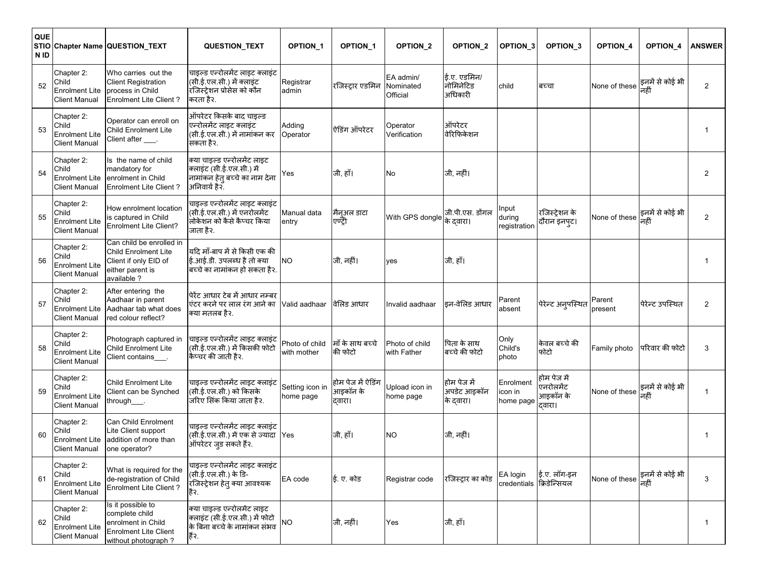| QUESTION ID | Chapter Name | QUESTION_TEXT | QUESTION_TEXT | OPTION_1 | OPTION_1 | OPTION_2 | OPTION_2 | OPTION_3 | OPTION_3 | OPTION_4 | OPTION_4 | ANSWER |
|---|---|---|---|---|---|---|---|---|---|---|---|---|
| 52 | Chapter 2: Child Enrolment Lite Client Manual | Who carries out the Client Registration process in Child Enrolment Lite Client ? | चाइल्ड एन्रोलमेंट लाइट क्लाइंट (सी.ई.एल.सी.) में क्लाइंट रजिस्ट्रेशन प्रोसेस को कौन करता है?. | Registrar admin | रजिस्ट्रार एडमिन | EA admin/ Nominated Official | ई.ए. एडमिन/ नोमिनेटिड अधिकारी | child | बच्चा | None of these | इनमें से कोई भी नहीं | 2 |
| 53 | Chapter 2: Child Enrolment Lite Client Manual | Operator can enroll on Child Enrolment Lite Client after ___. | ऑपरेटर किसके बाद चाइल्ड एन्रोलमेंट लाइट क्लाइंट (सी.ई.एल.सी.) में नामांकन कर सकता है?. | Adding Operator | ऐडिंग ऑपरेटर | Operator Verification | ऑपरेटर वेरिफिकेशन | | | | | 1 |
| 54 | Chapter 2: Child Enrolment Lite Client Manual | Is the name of child mandatory for enrolment in Child Enrolment Lite Client ? | क्या चाइल्ड एन्रोलमेंट लाइट क्लाइंट (सी.ई.एल.सी.) में नामांकन हेतु बच्चे का नाम देना अनिवार्य है?. | Yes | जी, हाँ। | No | जी, नहीं। | | | | | 2 |
| 55 | Chapter 2: Child Enrolment Lite Client Manual | How enrolment location is captured in Child Enrolment Lite Client? | चाइल्ड एन्रोलमेंट लाइट क्लाइंट (सी.ई.एल.सी.) में एनरोलमेंट लोकेशन को कैसे कैप्चर किया जाता है?. | Manual data entry | मैनुअल डाटा एण्ट्री | With GPS dongle | जी.पी.एस. डोंगल के द्वारा। | Input during registration | रजिस्ट्रेशन के दौरान इनपुट। | None of these | इनमें से कोई भी नहीं | 2 |
| 56 | Chapter 2: Child Enrolment Lite Client Manual | Can child be enrolled in Child Enrolment Lite Client if only EID of either parent is available ? | यदि माँ-बाप में से किसी एक की ई.आई.डी. उपलब्ध है तो क्या बच्चे का नामांकन हो सकता है?. | NO | जी, नहीं। | yes | जी, हाँ। | | | | | 1 |
| 57 | Chapter 2: Child Enrolment Lite Client Manual | After entering the Aadhaar in parent Aadhaar tab what does red colour reflect? | पेरेंट आधार टेब में आधार नम्बर एंटर करने पर लाल रंग आने का क्या मतलब है?. | Valid aadhaar | वेलिड आधार | Invalid aadhaar | इन-वेलिड आधार | Parent absent | पेरेन्ट अनुपस्थित | Parent present | पेरेन्ट उपस्थित | 2 |
| 58 | Chapter 2: Child Enrolment Lite Client Manual | Photograph captured in Child Enrolment Lite Client contains___. | चाइल्ड एन्रोलमेंट लाइट क्लाइंट (सी.ई.एल.सी.) में किसकी फोटो कैप्चर की जाती है?. | Photo of child with mother | माँ के साथ बच्चे की फोटो | Photo of child with Father | पिता के साथ बच्चे की फोटो | Only Child's photo | केवल बच्चे की फोटो | Family photo | परिवार की फोटो | 3 |
| 59 | Chapter 2: Child Enrolment Lite Client Manual | Child Enrolment Lite Client can be Synched through___. | चाइल्ड एन्रोलमेंट लाइट क्लाइंट (सी.ई.एल.सी.) को किसके जरिए सिंक किया जाता है?. | Setting icon in home page | होम पेज में ऐडिंग आइकॉन के द्वारा। | Upload icon in home page | होम पेज में अपडेट आइकॉन के द्वारा। | Enrolment icon in home page | होम पेज में एनरोलमेंट आइकॉन के द्वारा। | None of these | इनमें से कोई भी नहीं | 1 |
| 60 | Chapter 2: Child Enrolment Lite Client Manual | Can Child Enrolment Lite Client support addition of more than one operator? | चाइल्ड एन्रोलमेंट लाइट क्लाइंट (सी.ई.एल.सी.) में एक से ज्यादा ऑपरेटर जुड सकते हैं?. | Yes | जी, हाँ। | NO | जी, नहीं। | | | | | 1 |
| 61 | Chapter 2: Child Enrolment Lite Client Manual | What is required for the de-registration of Child Enrolment Lite Client ? | चाइल्ड एन्रोलमेंट लाइट क्लाइंट (सी.ई.एल.सी.) के डि-रजिस्ट्रेशन हेतु क्या आवश्यक है?. | EA code | ई. ए. कोड | Registrar code | रजिस्ट्रार का कोड | EA login credentials | ई.ए. लॉग-इन क्रिडेन्सियल | None of these | इनमें से कोई भी नहीं | 3 |
| 62 | Chapter 2: Child Enrolment Lite Client Manual | Is it possible to complete child enrolment in Child Enrolment Lite Client without photograph ? | क्या चाइल्ड एन्रोलमेंट लाइट क्लाइंट (सी.ई.एल.सी.) में फोटो के बिना बच्चे के नामांकन संभव है?. | NO | जी, नहीं। | Yes | जी, हाँ। | | | | | 1 |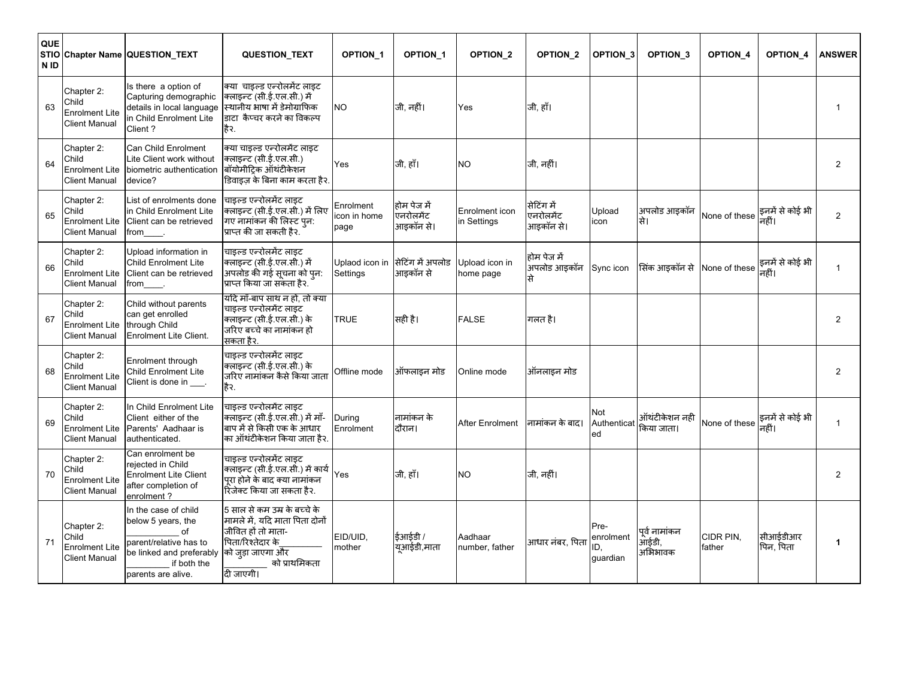| QUESTION ID | Chapter Name | QUESTION_TEXT | QUESTION_TEXT | OPTION_1 | OPTION_1 | OPTION_2 | OPTION_2 | OPTION_3 | OPTION_3 | OPTION_4 | OPTION_4 | ANSWER |
|---|---|---|---|---|---|---|---|---|---|---|---|---|
| 63 | Chapter 2: Child Enrolment Lite Client Manual | Is there a option of Capturing demographic details in local language in Child Enrolment Lite Client ? | क्या चाइल्ड एन्रोलमेंट लाइट क्लाइन्ट (सी.ई.एल.सी.) में स्थानीय भाषा में डेमोग्राफिक डाटा कैप्चर करने का विकल्प है. | NO | जी, नहीं। | Yes | जी, हाँ। | | | | | 1 |
| 64 | Chapter 2: Child Enrolment Lite Client Manual | Can Child Enrolment Lite Client work without biometric authentication device? | क्या चाइल्ड एन्रोलमेंट लाइट क्लाइन्ट (सी.ई.एल.सी.) बॉयोमीट्रिक ऑथंटीकेशन डिवाइज़ के बिना काम करता है. | Yes | जी, हाँ। | NO | जी, नहीं। | | | | | 2 |
| 65 | Chapter 2: Child Enrolment Lite Client Manual | List of enrolments done in Child Enrolment Lite Client can be retrieved from____. | चाइल्ड एन्रोलमेंट लाइट क्लाइन्ट (सी.ई.एल.सी.) में लिए गए नामांकन की लिस्ट पुन: प्राप्त की जा सकती है. | Enrolment icon in home page | होम पेज में एनरोलमेंट आइकॉन से। | Enrolment icon in Settings | सेटिंग में एनरोलमेंट आइकॉन से। | Upload icon | अपलोड आइकॉन से। | None of these | इनमें से कोई भी नहीं। | 2 |
| 66 | Chapter 2: Child Enrolment Lite Client Manual | Upload information in Child Enrolment Lite Client can be retrieved from____. | चाइल्ड एन्रोलमेंट लाइट क्लाइन्ट (सी.ई.एल.सी.) में अपलोड की गई सूचना को पुन: प्राप्त किया जा सकता है. | Uplaod icon in Settings | सेटिंग में अपलोड आइकॉन से | Upload icon in home page | होम पेज में अपलोड आइकॉन से | Sync icon | सिंक आइकॉन से | None of these | इनमें से कोई भी नहीं। | 1 |
| 67 | Chapter 2: Child Enrolment Lite Client Manual | Child without parents can get enrolled through Child Enrolment Lite Client. | यदि माँ-बाप साथ न हों, तो क्या चाइल्ड एन्रोलमेंट लाइट क्लाइन्ट (सी.ई.एल.सी.) के जरिए बच्चे का नामांकन हो सकता है. | TRUE | सही है। | FALSE | गलत है। | | | | | 2 |
| 68 | Chapter 2: Child Enrolment Lite Client Manual | Enrolment through Child Enrolment Lite Client is done in ___. | चाइल्ड एन्रोलमेंट लाइट क्लाइन्ट (सी.ई.एल.सी.) के जरिए नामांकन कैसे किया जाता है. | Offline mode | ऑफलाइन मोड | Online mode | ऑनलाइन मोड | | | | | 2 |
| 69 | Chapter 2: Child Enrolment Lite Client Manual | In Child Enrolment Lite Client either of the Parents' Aadhaar is authenticated. | चाइल्ड एन्रोलमेंट लाइट क्लाइन्ट (सी.ई.एल.सी.) में माँ-बाप में से किसी एक के आधार का ऑथंटीकेशन किया जाता है. | During Enrolment | नामांकन के दौरान। | After Enrolment | नामांकन के बाद। | Not Authenticated | ऑथंटीकेशन नही किया जाता। | None of these | इनमें से कोई भी नहीं। | 1 |
| 70 | Chapter 2: Child Enrolment Lite Client Manual | Can enrolment be rejected in Child Enrolment Lite Client after completion of enrolment ? | चाइल्ड एन्रोलमेंट लाइट क्लाइन्ट (सी.ई.एल.सी.) में कार्य पूरा होने के बाद क्या नामांकन रिजेक्ट किया जा सकता है. | Yes | जी, हाँ। | NO | जी, नहीं। | | | | | 2 |
| 71 | Chapter 2: Child Enrolment Lite Client Manual | In the case of child below 5 years, the __________ of parent/relative has to be linked and preferably _________ if both the parents are alive. | 5 साल से कम उम्र के बच्चे के मामले में, यदि माता पिता दोनों जीवित हों तो माता-पिता/रिश्तेदार के_________ को जुड़ा जाएगा और _________ को प्राथमिकता दी जाएगी। | EID/UID, mother | ईआईडी / यूआईडी,माता | Aadhaar number, father | आधार नंबर, पिता | Pre-enrolment ID, guardian | पूर्व नामांकन आईडी, अभिभावक | CIDR PIN, father | सीआईडीआर पिन, पिता | **1** |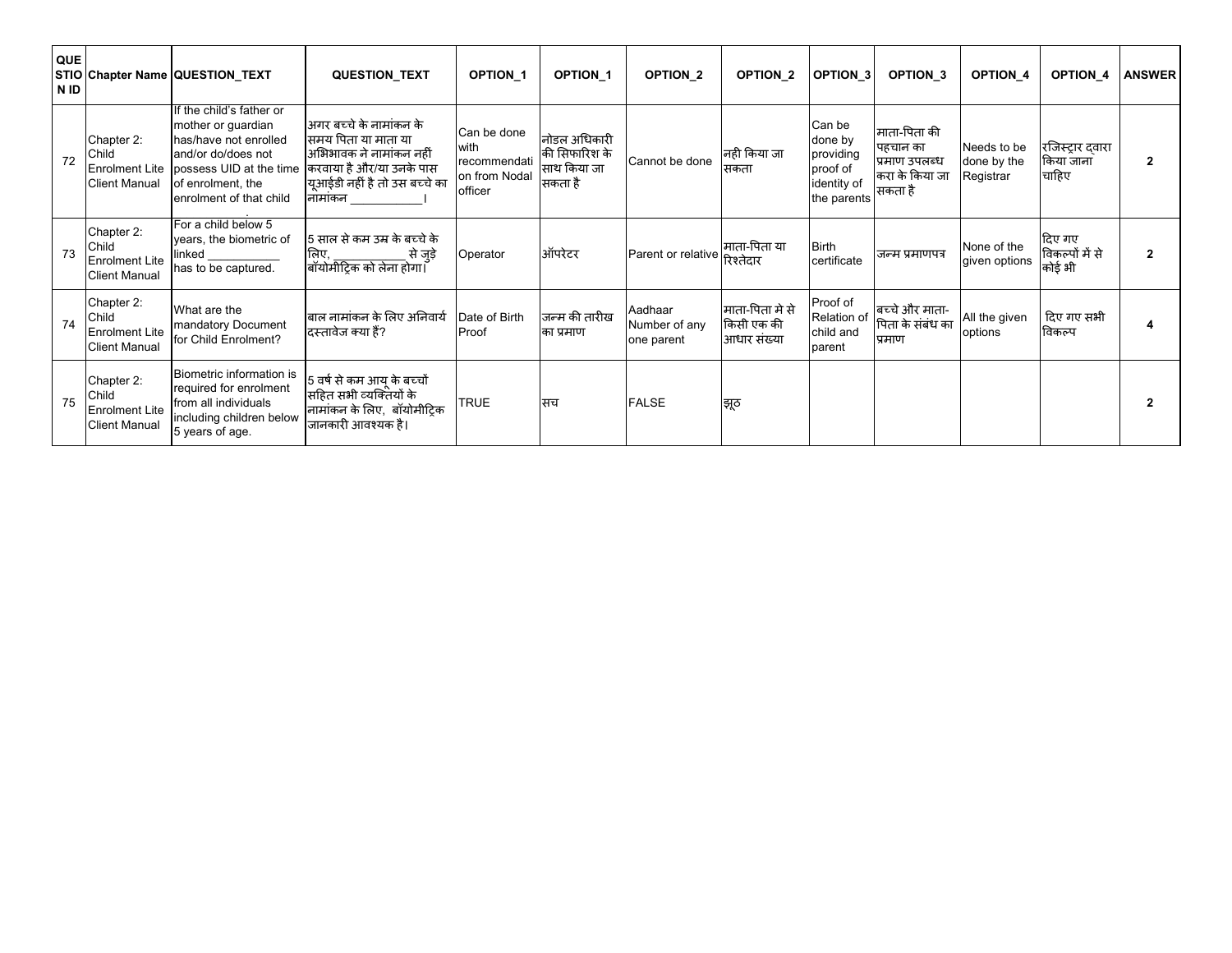| QUESTION ID | Chapter Name | QUESTION_TEXT | QUESTION_TEXT | OPTION_1 | OPTION_1 | OPTION_2 | OPTION_2 | OPTION_3 | OPTION_3 | OPTION_4 | OPTION_4 | ANSWER |
|---|---|---|---|---|---|---|---|---|---|---|---|---|
| 72 | Chapter 2: Child Enrolment Lite Client Manual | If the child's father or mother or guardian has/have not enrolled and/or do/does not possess UID at the time of enrolment, the enrolment of that child ___________. | अगर बच्चे के नामांकन के समय पिता या माता या अभिभावक ने नामांकन नहीं करवाया है और/या उनके पास यूआईडी नहीं है तो उस बच्चे का नामांकन ___________। | Can be done with recommendation from Nodal officer | नोडल अधिकारी की सिफारिश के साथ किया जा सकता है | Cannot be done | नही किया जा सकता | Can be done by providing proof of identity of the parents | माता-पिता की पहचान का प्रमाण उपलब्ध करा के किया जा सकता है | Needs to be done by the Registrar | रजिस्ट्रार द्वारा किया जाना चाहिए | 2 |
| 73 | Chapter 2: Child Enrolment Lite Client Manual | For a child below 5 years, the biometric of linked ___________ has to be captured. | 5 साल से कम उम्र के बच्चे के लिए, ___________ से जुड़े बॉयोमीट्रिक को लेना होगा। | Operator | ऑपरेटर | Parent or relative | माता-पिता या रिश्तेदार | Birth certificate | जन्म प्रमाणपत्र | None of the given options | दिए गए विकल्पों में से कोई भी | 2 |
| 74 | Chapter 2: Child Enrolment Lite Client Manual | What are the mandatory Document for Child Enrolment? | बाल नामांकन के लिए अनिवार्य दस्तावेज क्या हैं? | Date of Birth Proof | जन्म की तारीख का प्रमाण | Aadhaar Number of any one parent | माता-पिता मे से किसी एक की आधार संख्या | Proof of Relation of child and parent | बच्चे और माता-पिता के संबंध का प्रमाण | All the given options | दिए गए सभी विकल्प | 4 |
| 75 | Chapter 2: Child Enrolment Lite Client Manual | Biometric information is required for enrolment from all individuals including children below 5 years of age. | 5 वर्ष से कम आयु के बच्चों सहित सभी व्यक्तियों के नामांकन के लिए, बॉयोमीट्रिक जानकारी आवश्यक है। | TRUE | सच | FALSE | झूठ | | | | | 2 |